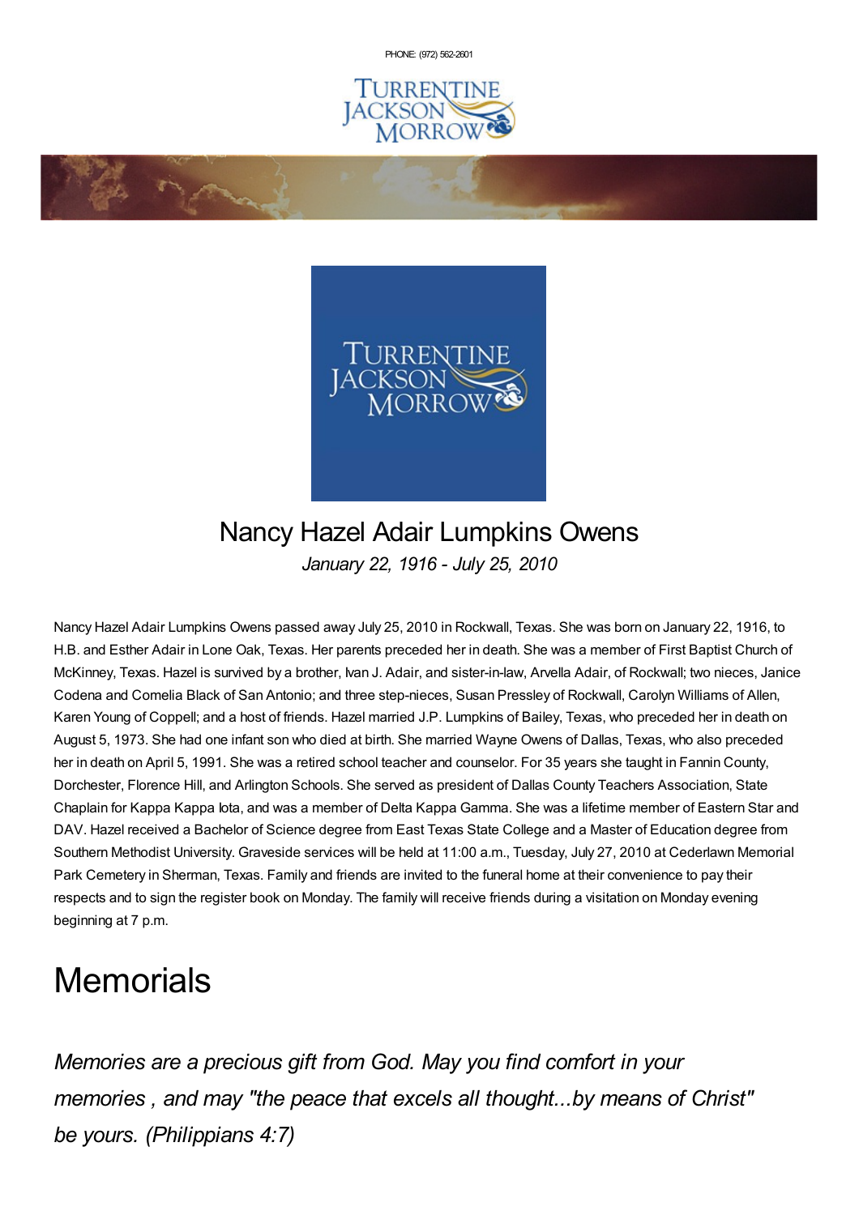PHONE: (972) 562-2601

# Nancy Hazel Adair Lumpkins Owens

*January 22, 1916 - July 25, 2010*

Nancy Hazel Adair Lumpkins Owens passed away July 25, 2010 in Rockwall, Texas. She was born on January 22, 1916, to H.B. and Esther Adair in Lone Oak, Texas. Her parents preceded her in death. She was a member of First Baptist Church of McKinney, Texas. Hazel is survived by a brother, Ivan J. Adair, and sister-in-law, Arvella Adair, of Rockwall; two nieces, Janice Codena and Cornelia Black of San Antonio; and three step-nieces, Susan Pressley of Rockwall, Carolyn Williams of Allen, Karen Young of Coppell; and a host of friends. Hazel married J.P. Lumpkins of Bailey, Texas, who preceded her in death on August 5, 1973. She had one infant son who died at birth. She married Wayne Owens of Dallas, Texas, who also preceded her in death on April 5, 1991. She was a retired school teacher and counselor. For 35 years she taught in Fannin County, Dorchester, Florence Hill, and Arlington Schools. She served as president of Dallas County Teachers Association, State Chaplain for Kappa Kappa Iota, and was a member of Delta Kappa Gamma. She was a lifetime member of Eastern Star and DAV. Hazel received a Bachelor of Science degree from East Texas State College and a Master of Education degree from Southern Methodist University. Graveside services will be held at 11:00 a.m., Tuesday, July 27, 2010 at Cederlawn Memorial Park Cemetery in Sherman, Texas. Family and friends are invited to the funeral home at their convenience to pay their respects and to sign the register book on Monday. The family will receive friends during a visitation on Monday evening beginning at 7 p.m.

# Memorials

*Memories are a precious gift from God. May you find comfort in your memories , and may "the peace that excels all thought...by means of Christ" be yours. (Philippians 4:7)*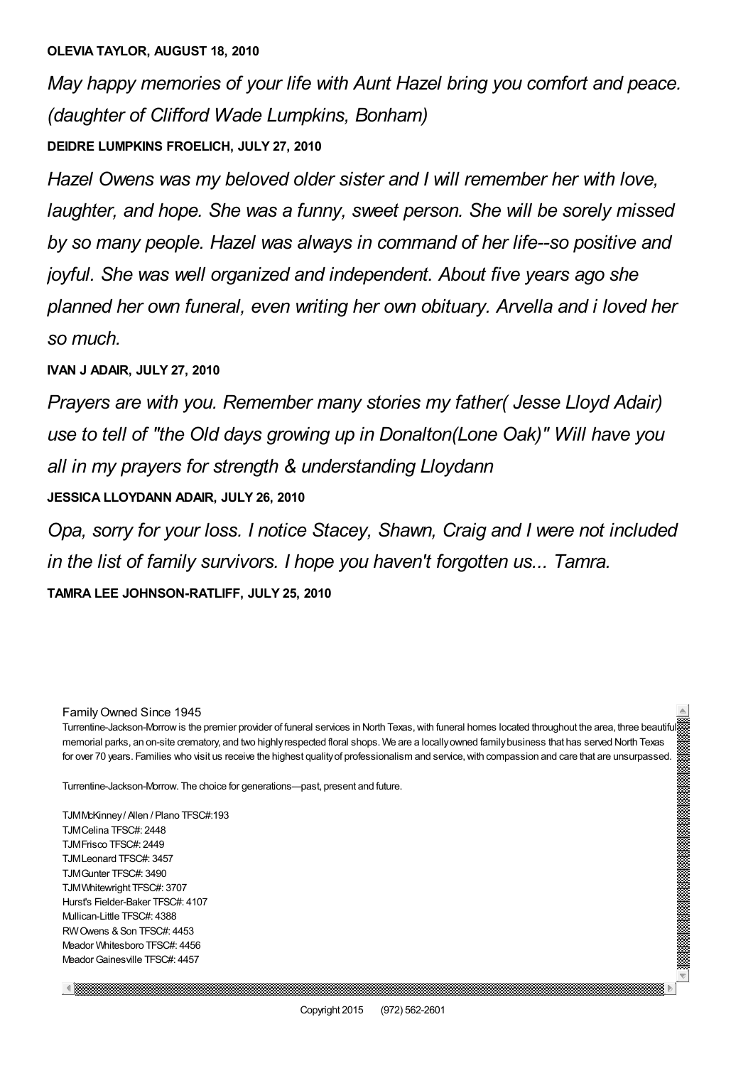**OLEVIA TAYLOR, AUGUST 18, 2010**

*May happy memories of your life with Aunt Hazel bring you comfort and peace. (daughter of Clifford Wade Lumpkins, Bonham)*

**DEIDRE LUMPKINS FROELICH, JULY 27, 2010**

*Hazel Owens was my beloved older sister and I will remember her with love, laughter, and hope. She was a funny, sweet person. She will be sorely missed by so many people. Hazel was always in command of her life--so positive and joyful. She was well organized and independent. About five years ago she planned her own funeral, even writing her own obituary. Arvella and i loved her so much.*

**IVAN J ADAIR, JULY 27, 2010**

*Prayers are with you. Remember many stories my father( Jesse Lloyd Adair) use to tell of "the Old days growing up in Donalton(Lone Oak)" Will have you all in my prayers for strength & understanding Lloydann*

**JESSICA LLOYDANN ADAIR, JULY 26, 2010**

*Opa, sorry for your loss. I notice Stacey, Shawn, Craig and I were not included in the list of family survivors. I hope you haven't forgotten us... Tamra.*

**TAMRA LEE JOHNSON-RATLIFF, JULY 25, 2010**

Family Owned Since 1945

Turrentine-Jackson-Morrow is the premier provider of funeral services in North Texas, with funeral homes located throughout the area, three beautiful memorial parks, an on-site crematory, and two highly respected floral shops. We are a locally owned family business that has served North Texas for over 70 years. Families who visit us receive the highest quality of professionalism and service, with compassion and care that are unsurpassed.

Turrentine-Jackson-Morrow. The choice for generations—past, present and future.

TJM McKinney / Allen / Plano TFSC#:193
TJM Celina TFSC#: 2448
TJM Frisco TFSC#: 2449
TJM Leonard TFSC#: 3457
TJM Gunter TFSC#: 3490
TJM Whitewright TFSC#: 3707
Hurst's Fielder-Baker TFSC#: 4107
Mullican-Little TFSC#: 4388
RW Owens & Son TFSC#: 4453
Meador Whitesboro TFSC#: 4456
Meador Gainesville TFSC#: 4457

Copyright 2015 (972) 562-2601